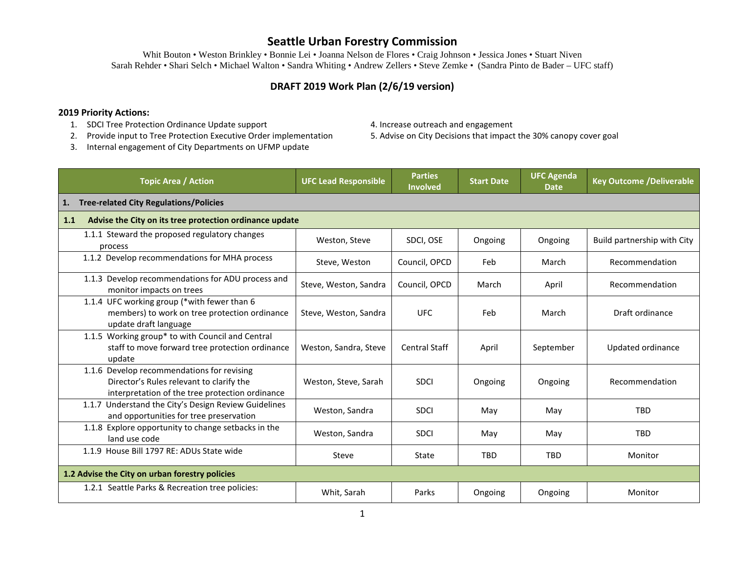# Seattle Urban Forestry Commission

Whit Bouton • Weston Brinkley • Bonnie Lei • Joanna Nelson de Flores • Craig Johnson • Jessica Jones • Stuart Niven
Sarah Rehder • Shari Selch • Michael Walton • Sandra Whiting • Andrew Zellers • Steve Zemke • (Sandra Pinto de Bader – UFC staff)

## DRAFT 2019 Work Plan (2/6/19 version)

**2019 Priority Actions:**

1. SDCI Tree Protection Ordinance Update support
2. Provide input to Tree Protection Executive Order implementation
3. Internal engagement of City Departments on UFMP update
4. Increase outreach and engagement
5. Advise on City Decisions that impact the 30% canopy cover goal

| Topic Area / Action | UFC Lead Responsible | Parties Involved | Start Date | UFC Agenda Date | Key Outcome /Deliverable |
|---|---|---|---|---|---|
| **1. Tree-related City Regulations/Policies** | | | | | |
| **1.1 Advise the City on its tree protection ordinance update** | | | | | |
| 1.1.1 Steward the proposed regulatory changes process | Weston, Steve | SDCI, OSE | Ongoing | Ongoing | Build partnership with City |
| 1.1.2 Develop recommendations for MHA process | Steve, Weston | Council, OPCD | Feb | March | Recommendation |
| 1.1.3 Develop recommendations for ADU process and monitor impacts on trees | Steve, Weston, Sandra | Council, OPCD | March | April | Recommendation |
| 1.1.4 UFC working group (*with fewer than 6 members) to work on tree protection ordinance update draft language | Steve, Weston, Sandra | UFC | Feb | March | Draft ordinance |
| 1.1.5 Working group* to with Council and Central staff to move forward tree protection ordinance update | Weston, Sandra, Steve | Central Staff | April | September | Updated ordinance |
| 1.1.6 Develop recommendations for revising Director's Rules relevant to clarify the interpretation of the tree protection ordinance | Weston, Steve, Sarah | SDCI | Ongoing | Ongoing | Recommendation |
| 1.1.7 Understand the City's Design Review Guidelines and opportunities for tree preservation | Weston, Sandra | SDCI | May | May | TBD |
| 1.1.8 Explore opportunity to change setbacks in the land use code | Weston, Sandra | SDCI | May | May | TBD |
| 1.1.9 House Bill 1797 RE: ADUs State wide | Steve | State | TBD | TBD | Monitor |
| **1.2 Advise the City on urban forestry policies** | | | | | |
| 1.2.1 Seattle Parks & Recreation tree policies: | Whit, Sarah | Parks | Ongoing | Ongoing | Monitor |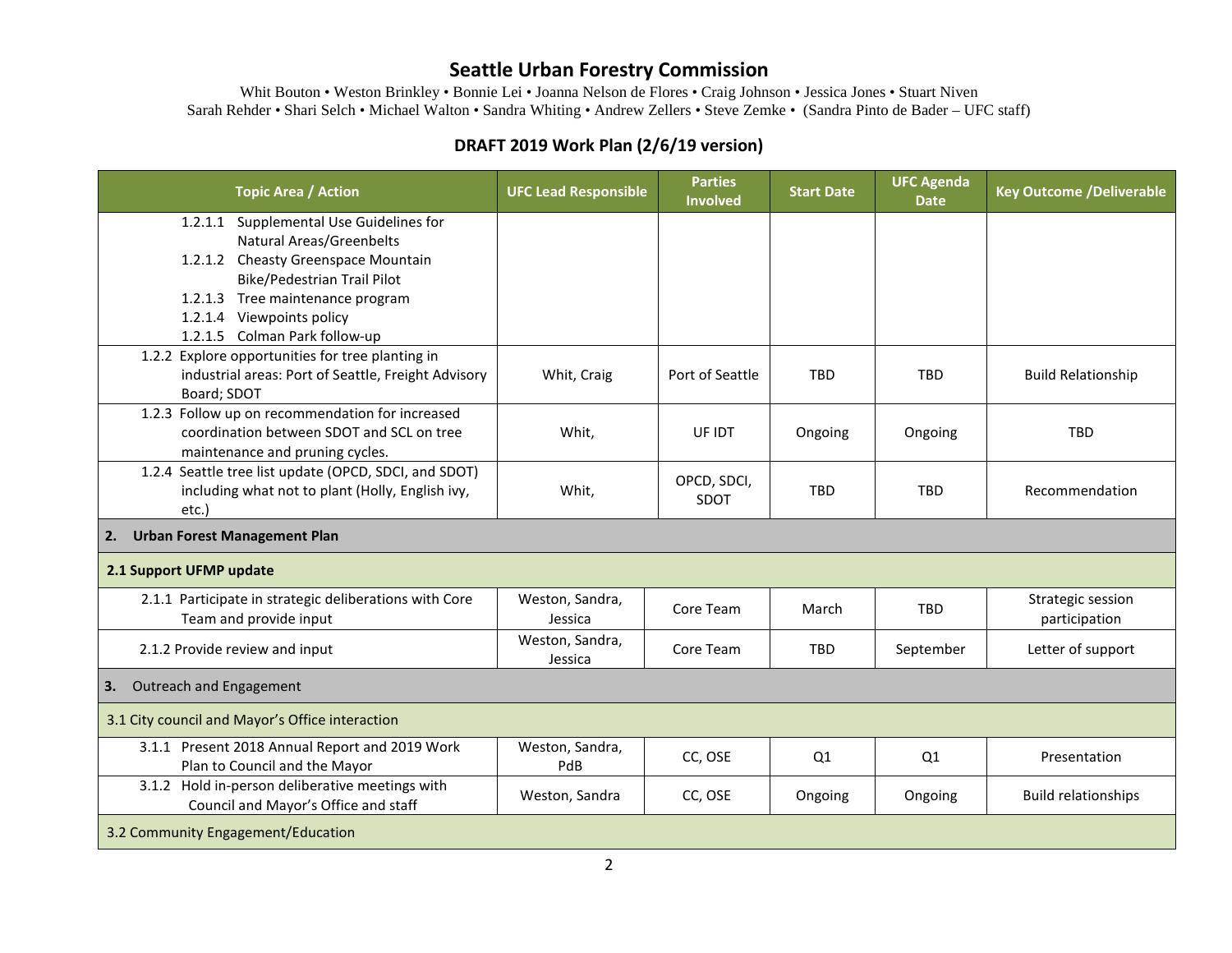# Seattle Urban Forestry Commission

Whit Bouton • Weston Brinkley • Bonnie Lei • Joanna Nelson de Flores • Craig Johnson • Jessica Jones • Stuart Niven
Sarah Rehder • Shari Selch • Michael Walton • Sandra Whiting • Andrew Zellers • Steve Zemke • (Sandra Pinto de Bader – UFC staff)

## DRAFT 2019 Work Plan (2/6/19 version)

| Topic Area / Action | UFC Lead Responsible | Parties Involved | Start Date | UFC Agenda Date | Key Outcome /Deliverable |
|---|---|---|---|---|---|
| 1.2.1.1 Supplemental Use Guidelines for Natural Areas/Greenbelts<br>1.2.1.2 Cheasty Greenspace Mountain Bike/Pedestrian Trail Pilot<br>1.2.1.3 Tree maintenance program<br>1.2.1.4 Viewpoints policy<br>1.2.1.5 Colman Park follow-up | | | | | |
| 1.2.2 Explore opportunities for tree planting in industrial areas: Port of Seattle, Freight Advisory Board; SDOT | Whit, Craig | Port of Seattle | TBD | TBD | Build Relationship |
| 1.2.3 Follow up on recommendation for increased coordination between SDOT and SCL on tree maintenance and pruning cycles. | Whit, | UF IDT | Ongoing | Ongoing | TBD |
| 1.2.4 Seattle tree list update (OPCD, SDCI, and SDOT) including what not to plant (Holly, English ivy, etc.) | Whit, | OPCD, SDCI, SDOT | TBD | TBD | Recommendation |
| **2. Urban Forest Management Plan** | | | | | |
| **2.1 Support UFMP update** | | | | | |
| 2.1.1 Participate in strategic deliberations with Core Team and provide input | Weston, Sandra, Jessica | Core Team | March | TBD | Strategic session participation |
| 2.1.2 Provide review and input | Weston, Sandra, Jessica | Core Team | TBD | September | Letter of support |
| **3.** Outreach and Engagement | | | | | |
| 3.1 City council and Mayor's Office interaction | | | | | |
| 3.1.1 Present 2018 Annual Report and 2019 Work Plan to Council and the Mayor | Weston, Sandra, PdB | CC, OSE | Q1 | Q1 | Presentation |
| 3.1.2 Hold in-person deliberative meetings with Council and Mayor's Office and staff | Weston, Sandra | CC, OSE | Ongoing | Ongoing | Build relationships |
| 3.2 Community Engagement/Education | | | | | |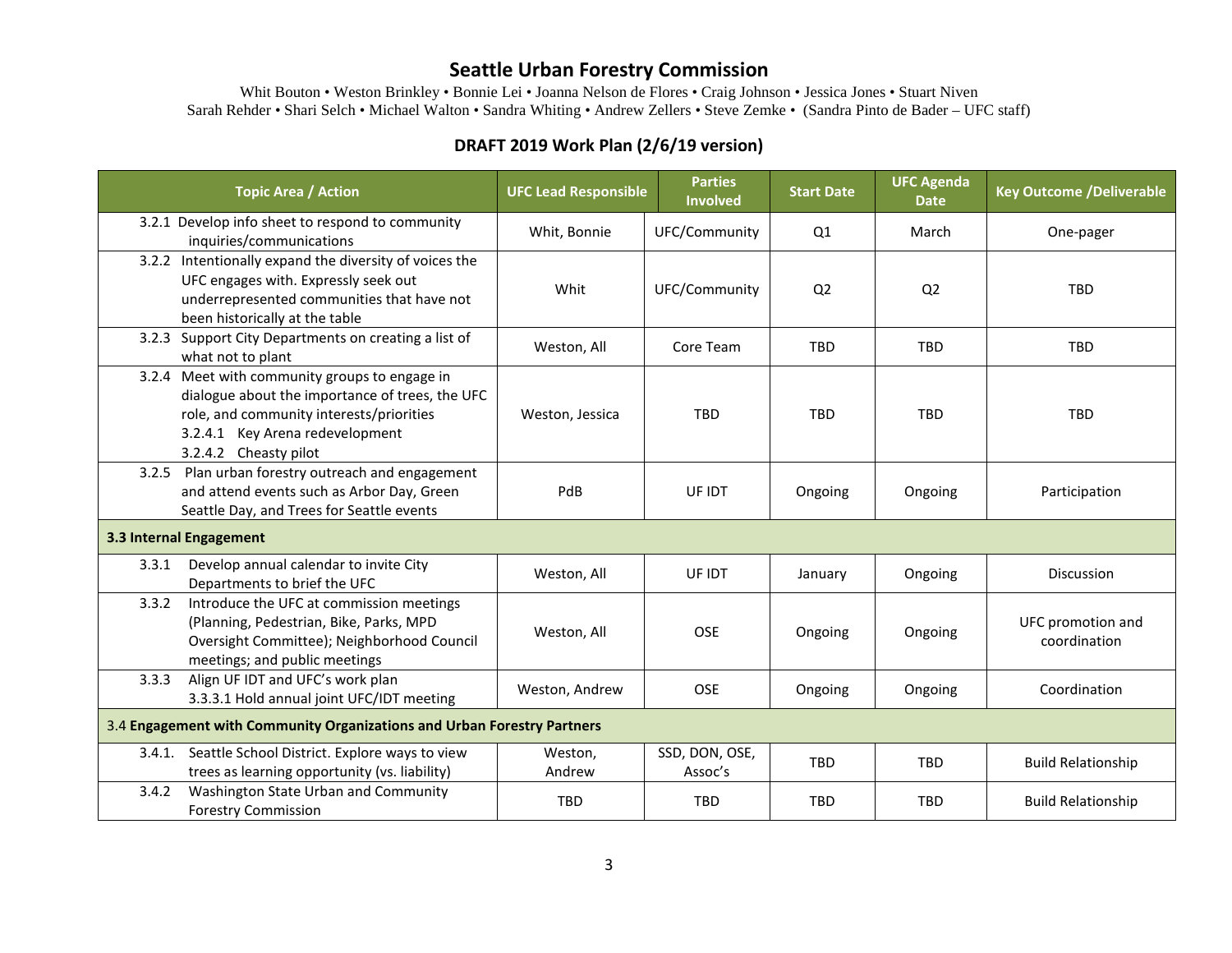# Seattle Urban Forestry Commission

Whit Bouton • Weston Brinkley • Bonnie Lei • Joanna Nelson de Flores • Craig Johnson • Jessica Jones • Stuart Niven
Sarah Rehder • Shari Selch • Michael Walton • Sandra Whiting • Andrew Zellers • Steve Zemke • (Sandra Pinto de Bader – UFC staff)

## DRAFT 2019 Work Plan (2/6/19 version)

| Topic Area / Action | UFC Lead Responsible | Parties Involved | Start Date | UFC Agenda Date | Key Outcome /Deliverable |
|---|---|---|---|---|---|
| 3.2.1 Develop info sheet to respond to community inquiries/communications | Whit, Bonnie | UFC/Community | Q1 | March | One-pager |
| 3.2.2 Intentionally expand the diversity of voices the UFC engages with. Expressly seek out underrepresented communities that have not been historically at the table | Whit | UFC/Community | Q2 | Q2 | TBD |
| 3.2.3 Support City Departments on creating a list of what not to plant | Weston, All | Core Team | TBD | TBD | TBD |
| 3.2.4 Meet with community groups to engage in dialogue about the importance of trees, the UFC role, and community interests/priorities<br>3.2.4.1 Key Arena redevelopment<br>3.2.4.2 Cheasty pilot | Weston, Jessica | TBD | TBD | TBD | TBD |
| 3.2.5 Plan urban forestry outreach and engagement and attend events such as Arbor Day, Green Seattle Day, and Trees for Seattle events | PdB | UF IDT | Ongoing | Ongoing | Participation |
| **3.3 Internal Engagement** | | | | | |
| 3.3.1 Develop annual calendar to invite City Departments to brief the UFC | Weston, All | UF IDT | January | Ongoing | Discussion |
| 3.3.2 Introduce the UFC at commission meetings (Planning, Pedestrian, Bike, Parks, MPD Oversight Committee); Neighborhood Council meetings; and public meetings | Weston, All | OSE | Ongoing | Ongoing | UFC promotion and coordination |
| 3.3.3 Align UF IDT and UFC's work plan<br>3.3.3.1 Hold annual joint UFC/IDT meeting | Weston, Andrew | OSE | Ongoing | Ongoing | Coordination |
| 3.4 **Engagement with Community Organizations and Urban Forestry Partners** | | | | | |
| 3.4.1. Seattle School District. Explore ways to view trees as learning opportunity (vs. liability) | Weston, Andrew | SSD, DON, OSE, Assoc's | TBD | TBD | Build Relationship |
| 3.4.2 Washington State Urban and Community Forestry Commission | TBD | TBD | TBD | TBD | Build Relationship |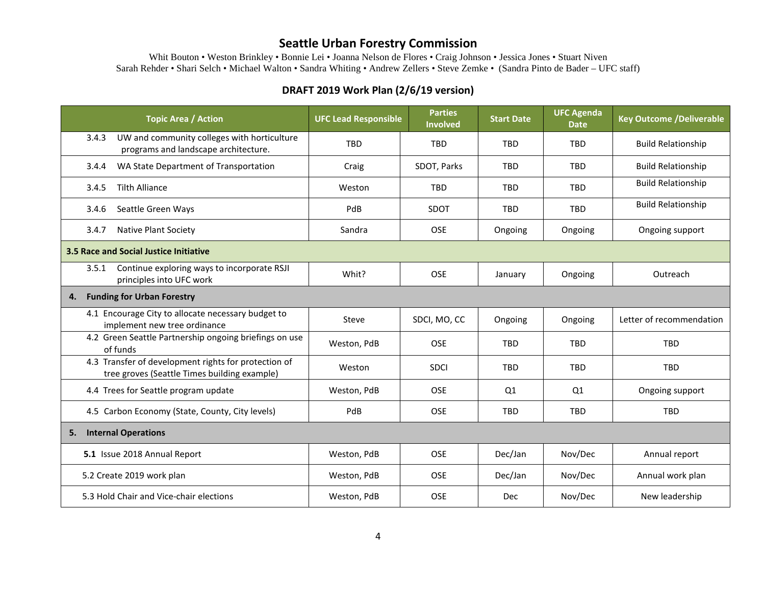# Seattle Urban Forestry Commission

Whit Bouton • Weston Brinkley • Bonnie Lei • Joanna Nelson de Flores • Craig Johnson • Jessica Jones • Stuart Niven
Sarah Rehder • Shari Selch • Michael Walton • Sandra Whiting • Andrew Zellers • Steve Zemke • (Sandra Pinto de Bader – UFC staff)

## DRAFT 2019 Work Plan (2/6/19 version)

| Topic Area / Action | UFC Lead Responsible | Parties Involved | Start Date | UFC Agenda Date | Key Outcome /Deliverable |
|---|---|---|---|---|---|
| 3.4.3 UW and community colleges with horticulture programs and landscape architecture. | TBD | TBD | TBD | TBD | Build Relationship |
| 3.4.4 WA State Department of Transportation | Craig | SDOT, Parks | TBD | TBD | Build Relationship |
| 3.4.5 Tilth Alliance | Weston | TBD | TBD | TBD | Build Relationship |
| 3.4.6 Seattle Green Ways | PdB | SDOT | TBD | TBD | Build Relationship |
| 3.4.7 Native Plant Society | Sandra | OSE | Ongoing | Ongoing | Ongoing support |
| **3.5 Race and Social Justice Initiative** | | | | | |
| 3.5.1 Continue exploring ways to incorporate RSJI principles into UFC work | Whit? | OSE | January | Ongoing | Outreach |
| **4. Funding for Urban Forestry** | | | | | |
| 4.1 Encourage City to allocate necessary budget to implement new tree ordinance | Steve | SDCI, MO, CC | Ongoing | Ongoing | Letter of recommendation |
| 4.2 Green Seattle Partnership ongoing briefings on use of funds | Weston, PdB | OSE | TBD | TBD | TBD |
| 4.3 Transfer of development rights for protection of tree groves (Seattle Times building example) | Weston | SDCI | TBD | TBD | TBD |
| 4.4 Trees for Seattle program update | Weston, PdB | OSE | Q1 | Q1 | Ongoing support |
| 4.5 Carbon Economy (State, County, City levels) | PdB | OSE | TBD | TBD | TBD |
| **5. Internal Operations** | | | | | |
| **5.1** Issue 2018 Annual Report | Weston, PdB | OSE | Dec/Jan | Nov/Dec | Annual report |
| 5.2 Create 2019 work plan | Weston, PdB | OSE | Dec/Jan | Nov/Dec | Annual work plan |
| 5.3 Hold Chair and Vice-chair elections | Weston, PdB | OSE | Dec | Nov/Dec | New leadership |